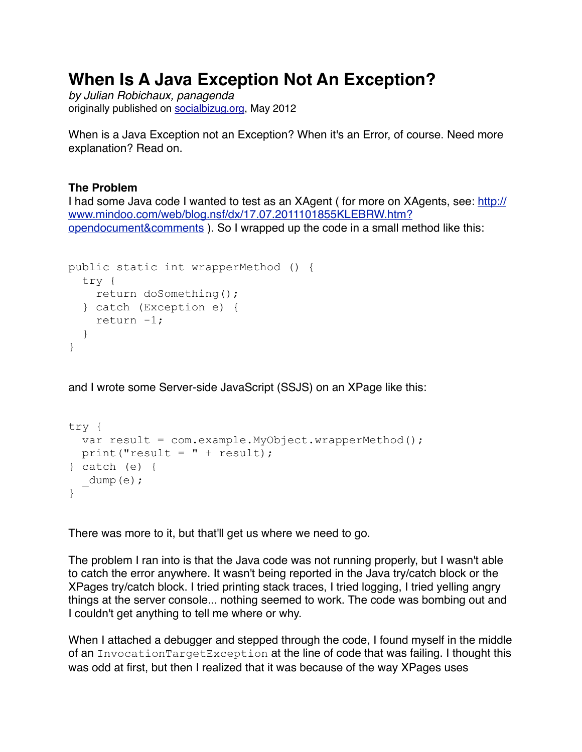# When Is A Java Exception Not An Exception?

*by Julian Robichaux, panagenda*
originally published on [socialbizug.org](socialbizug.org), May 2012

When is a Java Exception not an Exception? When it's an Error, of course. Need more explanation? Read on.

### The Problem

I had some Java code I wanted to test as an XAgent ( for more on XAgents, see: [http://www.mindoo.com/web/blog.nsf/dx/17.07.2011101855KLEBRW.htm?opendocument&comments](http://www.mindoo.com/web/blog.nsf/dx/17.07.2011101855KLEBRW.htm?opendocument&comments) ). So I wrapped up the code in a small method like this:

```
public static int wrapperMethod () {
  try {
    return doSomething();
  } catch (Exception e) {
    return -1;
  }
}
```

and I wrote some Server-side JavaScript (SSJS) on an XPage like this:

```
try {
  var result = com.example.MyObject.wrapperMethod();
  print("result = " + result);
} catch (e) {
  _dump(e);
}
```

There was more to it, but that'll get us where we need to go.

The problem I ran into is that the Java code was not running properly, but I wasn't able to catch the error anywhere. It wasn't being reported in the Java try/catch block or the XPages try/catch block. I tried printing stack traces, I tried logging, I tried yelling angry things at the server console... nothing seemed to work. The code was bombing out and I couldn't get anything to tell me where or why.

When I attached a debugger and stepped through the code, I found myself in the middle of an `InvocationTargetException` at the line of code that was failing. I thought this was odd at first, but then I realized that it was because of the way XPages uses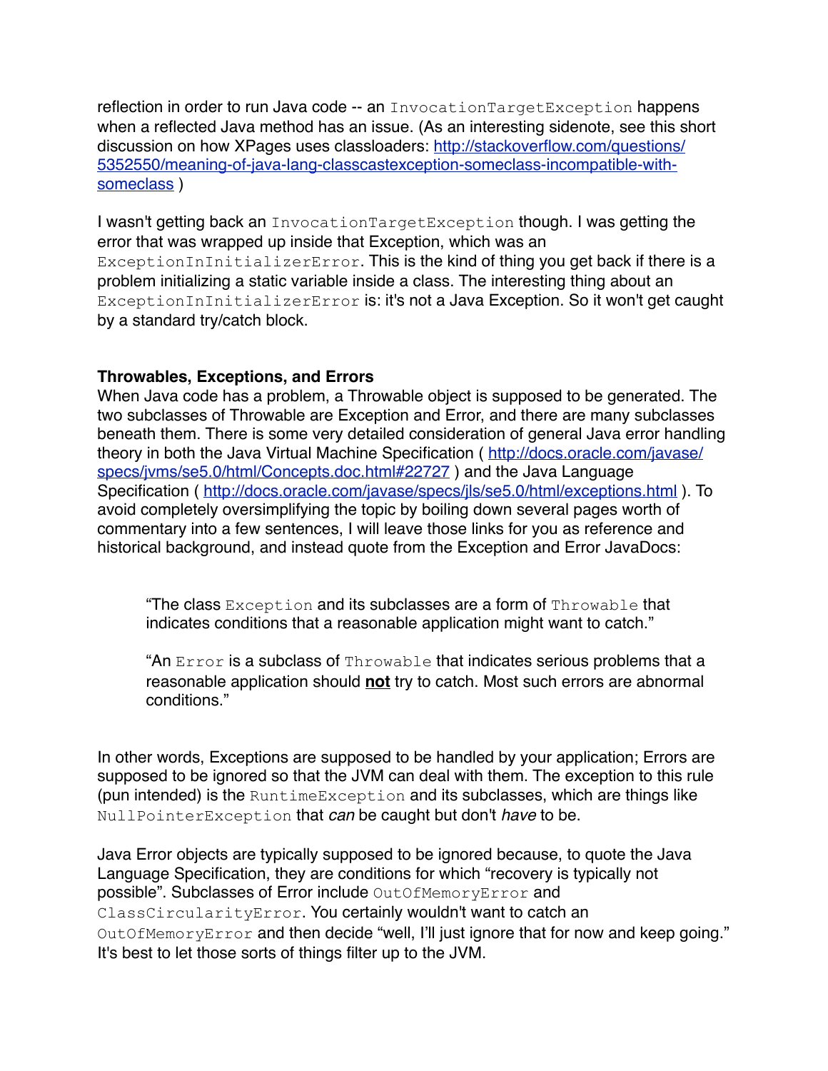reflection in order to run Java code -- an `InvocationTargetException` happens when a reflected Java method has an issue. (As an interesting sidenote, see this short discussion on how XPages uses classloaders: [http://stackoverflow.com/questions/5352550/meaning-of-java-lang-classcastexception-someclass-incompatible-with-someclass](http://stackoverflow.com/questions/5352550/meaning-of-java-lang-classcastexception-someclass-incompatible-with-someclass) )

I wasn't getting back an `InvocationTargetException` though. I was getting the error that was wrapped up inside that Exception, which was an `ExceptionInInitializerError`. This is the kind of thing you get back if there is a problem initializing a static variable inside a class. The interesting thing about an `ExceptionInInitializerError` is: it's not a Java Exception. So it won't get caught by a standard try/catch block.

**Throwables, Exceptions, and Errors**

When Java code has a problem, a Throwable object is supposed to be generated. The two subclasses of Throwable are Exception and Error, and there are many subclasses beneath them. There is some very detailed consideration of general Java error handling theory in both the Java Virtual Machine Specification ( [http://docs.oracle.com/javase/specs/jvms/se5.0/html/Concepts.doc.html#22727](http://docs.oracle.com/javase/specs/jvms/se5.0/html/Concepts.doc.html#22727) ) and the Java Language Specification ( [http://docs.oracle.com/javase/specs/jls/se5.0/html/exceptions.html](http://docs.oracle.com/javase/specs/jls/se5.0/html/exceptions.html) ). To avoid completely oversimplifying the topic by boiling down several pages worth of commentary into a few sentences, I will leave those links for you as reference and historical background, and instead quote from the Exception and Error JavaDocs:

> "The class `Exception` and its subclasses are a form of `Throwable` that indicates conditions that a reasonable application might want to catch."
>
> "An `Error` is a subclass of `Throwable` that indicates serious problems that a reasonable application should **not** try to catch. Most such errors are abnormal conditions."

In other words, Exceptions are supposed to be handled by your application; Errors are supposed to be ignored so that the JVM can deal with them. The exception to this rule (pun intended) is the `RuntimeException` and its subclasses, which are things like `NullPointerException` that *can* be caught but don't *have* to be.

Java Error objects are typically supposed to be ignored because, to quote the Java Language Specification, they are conditions for which "recovery is typically not possible". Subclasses of Error include `OutOfMemoryError` and `ClassCircularityError`. You certainly wouldn't want to catch an `OutOfMemoryError` and then decide "well, I'll just ignore that for now and keep going." It's best to let those sorts of things filter up to the JVM.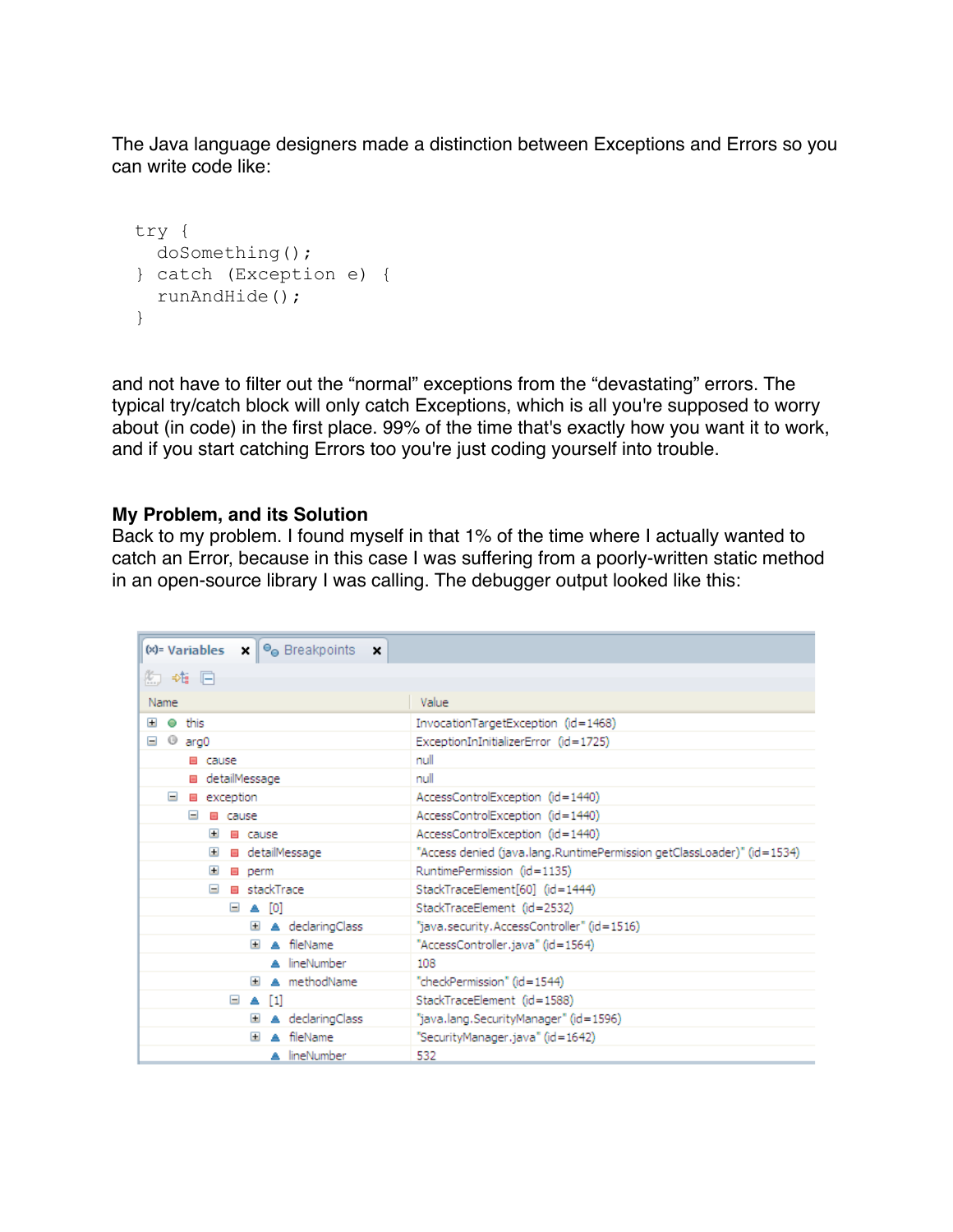The Java language designers made a distinction between Exceptions and Errors so you can write code like:

```
try {
  doSomething();
} catch (Exception e) {
  runAndHide();
}
```

and not have to filter out the “normal” exceptions from the “devastating” errors. The typical try/catch block will only catch Exceptions, which is all you're supposed to worry about (in code) in the first place. 99% of the time that's exactly how you want it to work, and if you start catching Errors too you're just coding yourself into trouble.

**My Problem, and its Solution**

Back to my problem. I found myself in that 1% of the time where I actually wanted to catch an Error, because in this case I was suffering from a poorly-written static method in an open-source library I was calling. The debugger output looked like this:

| Name | Value |
| --- | --- |
| this | InvocationTargetException (id=1468) |
| arg0 | ExceptionInInitializerError (id=1725) |
| cause | null |
| detailMessage | null |
| exception | AccessControlException (id=1440) |
| cause | AccessControlException (id=1440) |
| cause | AccessControlException (id=1440) |
| detailMessage | "Access denied (java.lang.RuntimePermission getClassLoader)" (id=1534) |
| perm | RuntimePermission (id=1135) |
| stackTrace | StackTraceElement[60] (id=1444) |
| [0] | StackTraceElement (id=2532) |
| declaringClass | "java.security.AccessController" (id=1516) |
| fileName | "AccessController.java" (id=1564) |
| lineNumber | 108 |
| methodName | "checkPermission" (id=1544) |
| [1] | StackTraceElement (id=1588) |
| declaringClass | "java.lang.SecurityManager" (id=1596) |
| fileName | "SecurityManager.java" (id=1642) |
| lineNumber | 532 |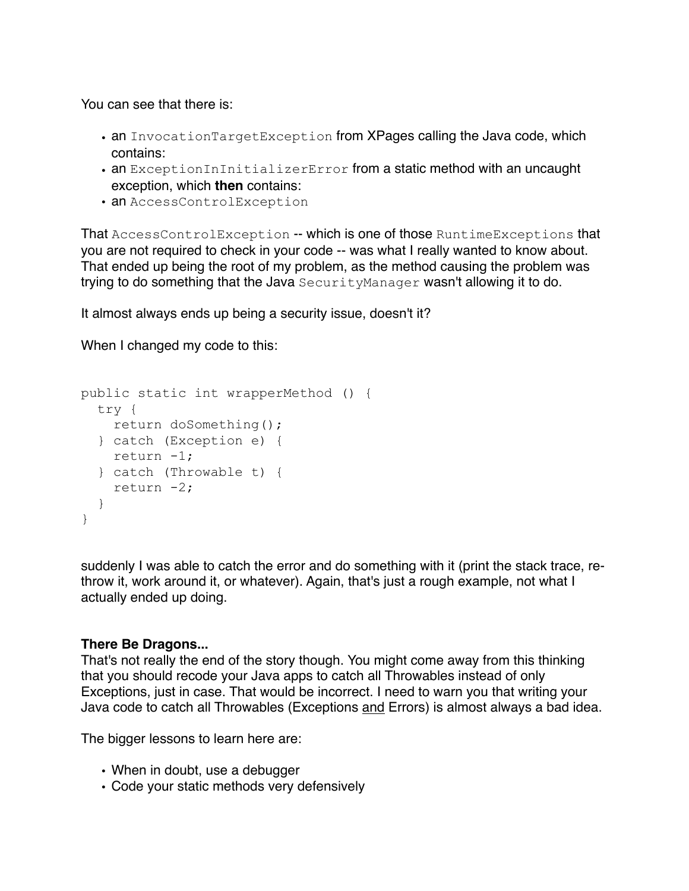You can see that there is:

- an `InvocationTargetException` from XPages calling the Java code, which contains:
- an `ExceptionInInitializerError` from a static method with an uncaught exception, which **then** contains:
- an `AccessControlException`

That `AccessControlException` -- which is one of those `RuntimeExceptions` that you are not required to check in your code -- was what I really wanted to know about. That ended up being the root of my problem, as the method causing the problem was trying to do something that the Java `SecurityManager` wasn't allowing it to do.

It almost always ends up being a security issue, doesn't it?

When I changed my code to this:

```
public static int wrapperMethod () {
  try {
    return doSomething();
  } catch (Exception e) {
    return -1;
  } catch (Throwable t) {
    return -2;
  }
}
```

suddenly I was able to catch the error and do something with it (print the stack trace, re-throw it, work around it, or whatever). Again, that's just a rough example, not what I actually ended up doing.

**There Be Dragons...**

That's not really the end of the story though. You might come away from this thinking that you should recode your Java apps to catch all Throwables instead of only Exceptions, just in case. That would be incorrect. I need to warn you that writing your Java code to catch all Throwables (Exceptions <u>and</u> Errors) is almost always a bad idea.

The bigger lessons to learn here are:

- When in doubt, use a debugger
- Code your static methods very defensively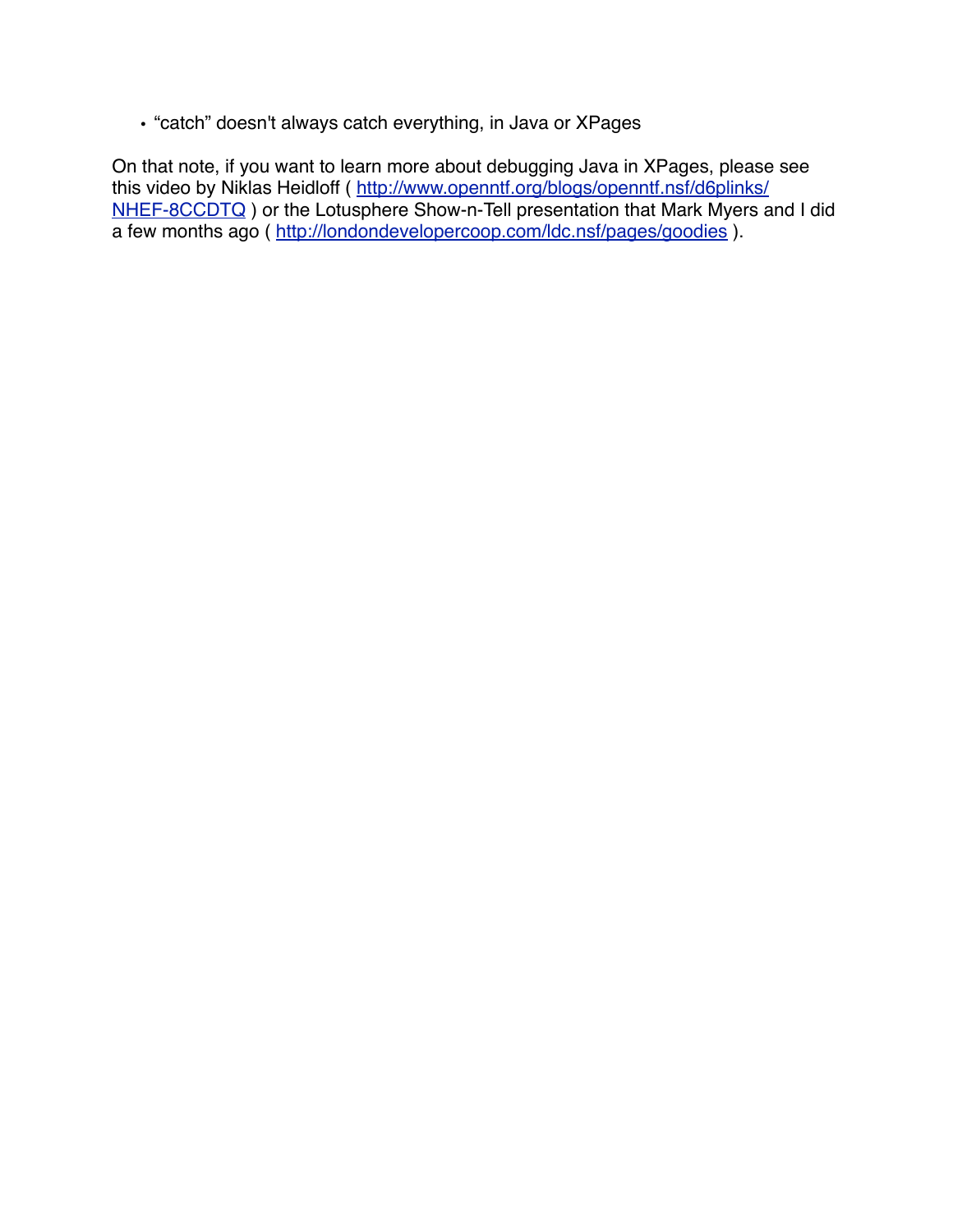- “catch” doesn't always catch everything, in Java or XPages

On that note, if you want to learn more about debugging Java in XPages, please see this video by Niklas Heidloff ( [http://www.openntf.org/blogs/openntf.nsf/d6plinks/NHEF-8CCDTQ](http://www.openntf.org/blogs/openntf.nsf/d6plinks/NHEF-8CCDTQ) ) or the Lotusphere Show-n-Tell presentation that Mark Myers and I did a few months ago ( [http://londondevelopercoop.com/ldc.nsf/pages/goodies](http://londondevelopercoop.com/ldc.nsf/pages/goodies) ).